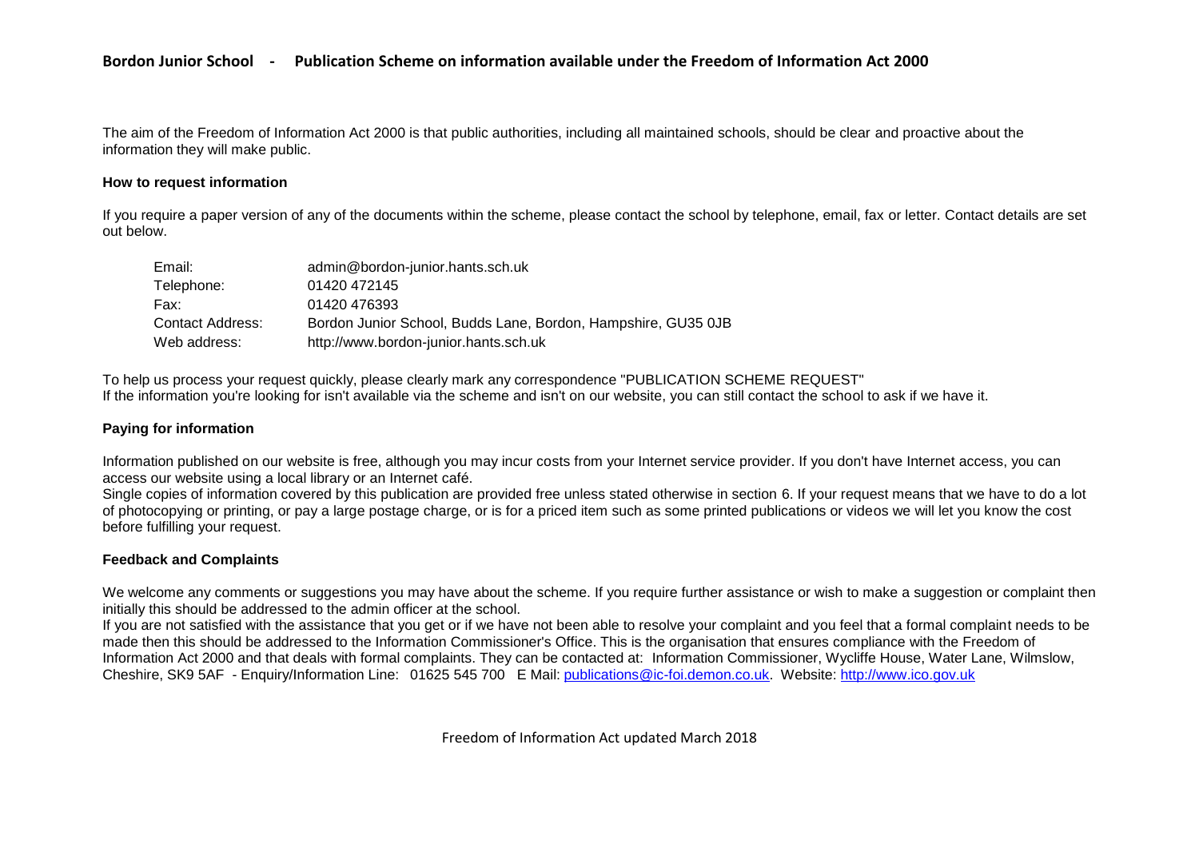# Bordon Junior School - Publication Scheme on information available under the Freedom of Information Act 2000

The aim of the Freedom of Information Act 2000 is that public authorities, including all maintained schools, should be clear and proactive about the information they will make public.

**How to request information**

If you require a paper version of any of the documents within the scheme, please contact the school by telephone, email, fax or letter. Contact details are set out below.

| | |
|---|---|
| Email: | admin@bordon-junior.hants.sch.uk |
| Telephone: | 01420 472145 |
| Fax: | 01420 476393 |
| Contact Address: | Bordon Junior School, Budds Lane, Bordon, Hampshire, GU35 0JB |
| Web address: | http://www.bordon-junior.hants.sch.uk |

To help us process your request quickly, please clearly mark any correspondence "PUBLICATION SCHEME REQUEST"
If the information you're looking for isn't available via the scheme and isn't on our website, you can still contact the school to ask if we have it.

**Paying for information**

Information published on our website is free, although you may incur costs from your Internet service provider. If you don't have Internet access, you can access our website using a local library or an Internet café.
Single copies of information covered by this publication are provided free unless stated otherwise in section 6. If your request means that we have to do a lot of photocopying or printing, or pay a large postage charge, or is for a priced item such as some printed publications or videos we will let you know the cost before fulfilling your request.

**Feedback and Complaints**

We welcome any comments or suggestions you may have about the scheme. If you require further assistance or wish to make a suggestion or complaint then initially this should be addressed to the admin officer at the school.
If you are not satisfied with the assistance that you get or if we have not been able to resolve your complaint and you feel that a formal complaint needs to be made then this should be addressed to the Information Commissioner's Office. This is the organisation that ensures compliance with the Freedom of Information Act 2000 and that deals with formal complaints. They can be contacted at: Information Commissioner, Wycliffe House, Water Lane, Wilmslow, Cheshire, SK9 5AF - Enquiry/Information Line: 01625 545 700 E Mail: publications@ic-foi.demon.co.uk. Website: http://www.ico.gov.uk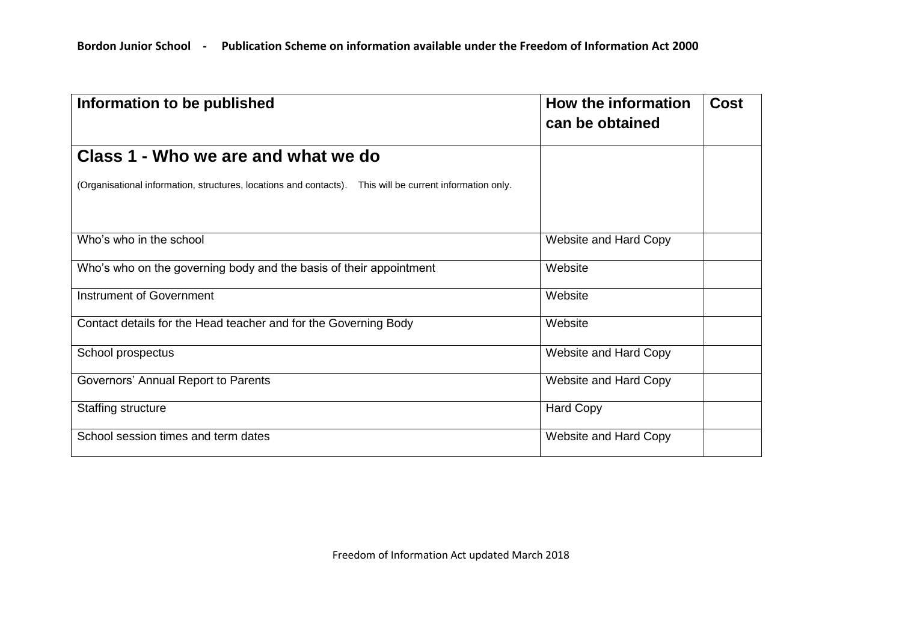**Bordon Junior School - Publication Scheme on information available under the Freedom of Information Act 2000**

| Information to be published | How the information can be obtained | Cost |
|---|---|---|
| **Class 1 - Who we are and what we do**<br><br>(Organisational information, structures, locations and contacts). This will be current information only. | | |
| Who's who in the school | Website and Hard Copy | |
| Who's who on the governing body and the basis of their appointment | Website | |
| Instrument of Government | Website | |
| Contact details for the Head teacher and for the Governing Body | Website | |
| School prospectus | Website and Hard Copy | |
| Governors' Annual Report to Parents | Website and Hard Copy | |
| Staffing structure | Hard Copy | |
| School session times and term dates | Website and Hard Copy | |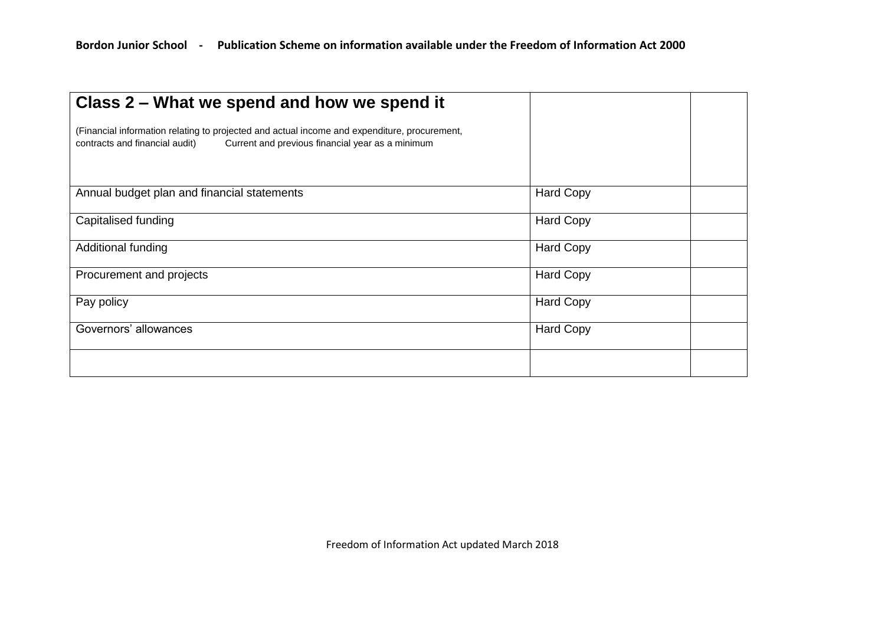| **Class 2 – What we spend and how we spend it**<br><br>(Financial information relating to projected and actual income and expenditure, procurement, contracts and financial audit) Current and previous financial year as a minimum | | |
|---|---|---|
| Annual budget plan and financial statements | Hard Copy | |
| Capitalised funding | Hard Copy | |
| Additional funding | Hard Copy | |
| Procurement and projects | Hard Copy | |
| Pay policy | Hard Copy | |
| Governors' allowances | Hard Copy | |
| | | |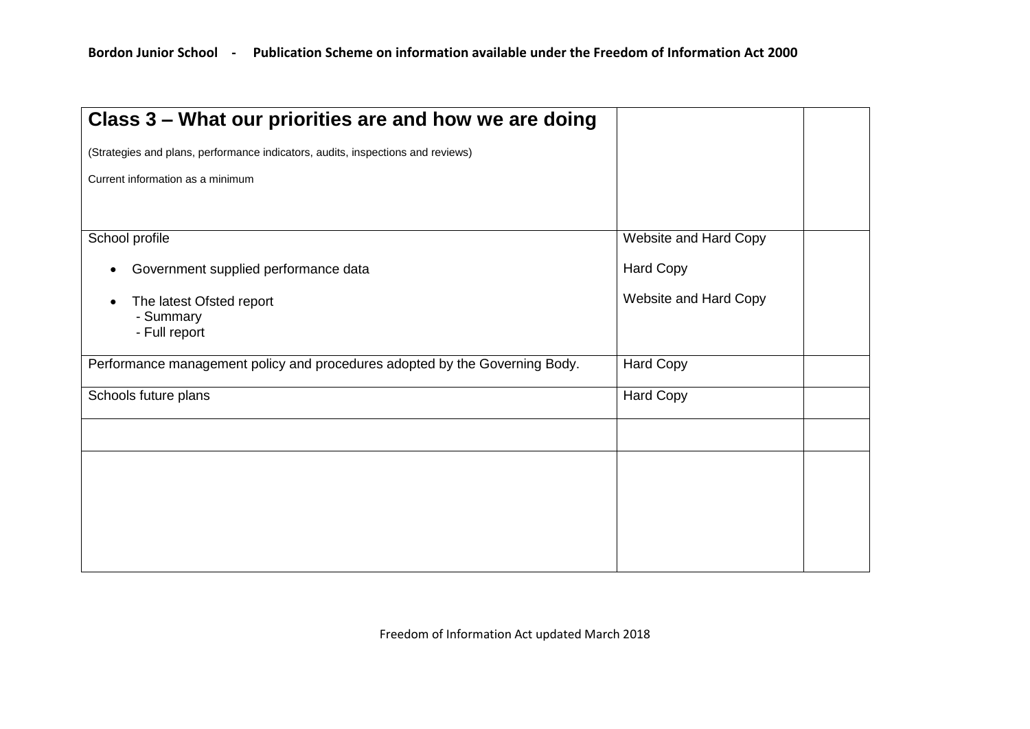| **Class 3 – What our priorities are and how we are doing**<br><br>(Strategies and plans, performance indicators, audits, inspections and reviews)<br><br>Current information as a minimum | | |
|---|---|---|
| School profile<br><br>• Government supplied performance data<br><br>• The latest Ofsted report<br>- Summary<br>- Full report | Website and Hard Copy<br><br>Hard Copy<br><br>Website and Hard Copy | |
| Performance management policy and procedures adopted by the Governing Body. | Hard Copy | |
| Schools future plans | Hard Copy | |
| | | |
| | | |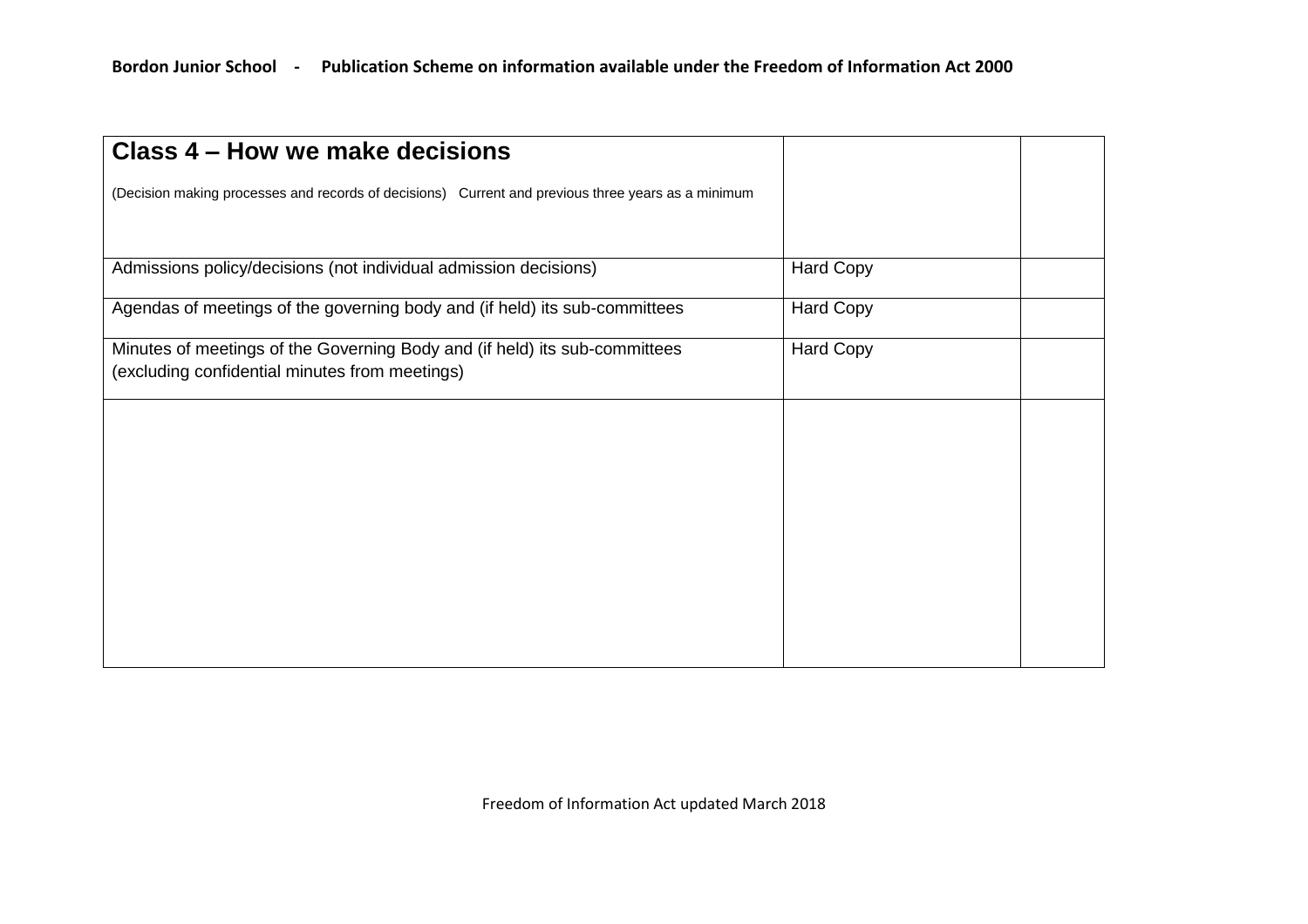| **Class 4 – How we make decisions**<br><br>(Decision making processes and records of decisions) Current and previous three years as a minimum | | |
|---|---|---|
| Admissions policy/decisions (not individual admission decisions) | Hard Copy | |
| Agendas of meetings of the governing body and (if held) its sub-committees | Hard Copy | |
| Minutes of meetings of the Governing Body and (if held) its sub-committees (excluding confidential minutes from meetings) | Hard Copy | |
| | | |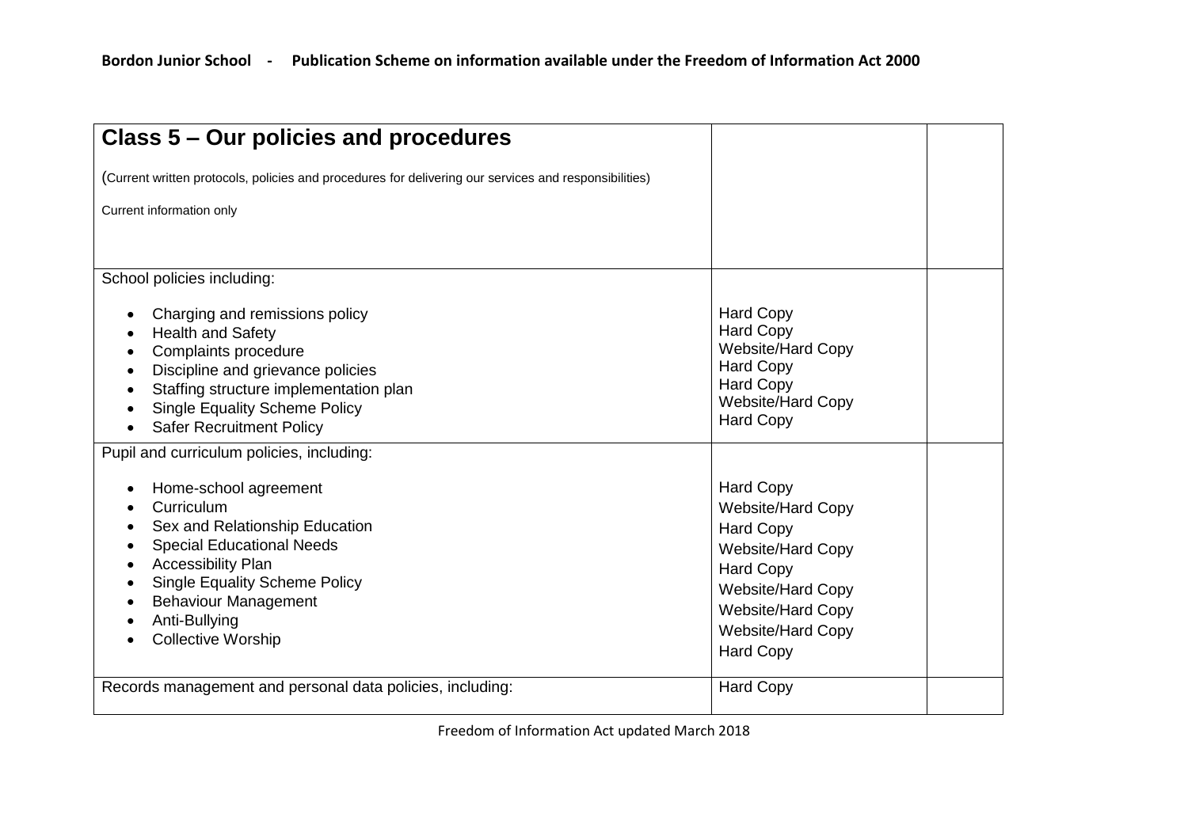| **Class 5 – Our policies and procedures**<br><br>(Current written protocols, policies and procedures for delivering our services and responsibilities)<br><br>Current information only | | |
|---|---|---|
| School policies including:<br><br>• Charging and remissions policy<br>• Health and Safety<br>• Complaints procedure<br>• Discipline and grievance policies<br>• Staffing structure implementation plan<br>• Single Equality Scheme Policy<br>• Safer Recruitment Policy | <br><br>Hard Copy<br>Hard Copy<br>Website/Hard Copy<br>Hard Copy<br>Hard Copy<br>Website/Hard Copy<br>Hard Copy | |
| Pupil and curriculum policies, including:<br><br>• Home-school agreement<br>• Curriculum<br>• Sex and Relationship Education<br>• Special Educational Needs<br>• Accessibility Plan<br>• Single Equality Scheme Policy<br>• Behaviour Management<br>• Anti-Bullying<br>• Collective Worship | <br><br>Hard Copy<br>Website/Hard Copy<br>Hard Copy<br>Website/Hard Copy<br>Hard Copy<br>Website/Hard Copy<br>Website/Hard Copy<br>Website/Hard Copy<br>Hard Copy | |
| Records management and personal data policies, including: | Hard Copy | |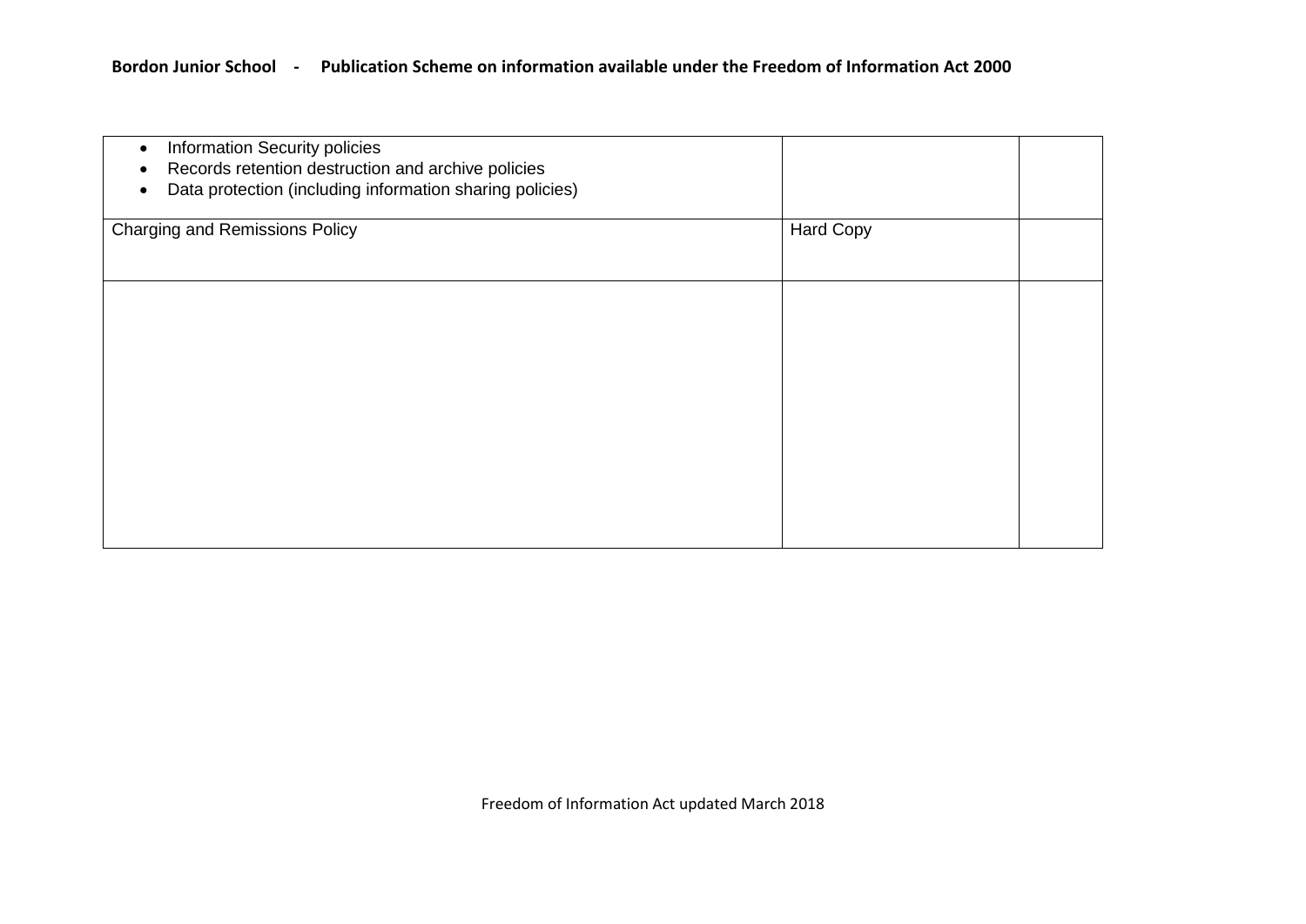| | | |
|---|---|---|
| • Information Security policies<br>• Records retention destruction and archive policies<br>• Data protection (including information sharing policies) | | |
| Charging and Remissions Policy | Hard Copy | |
| | | |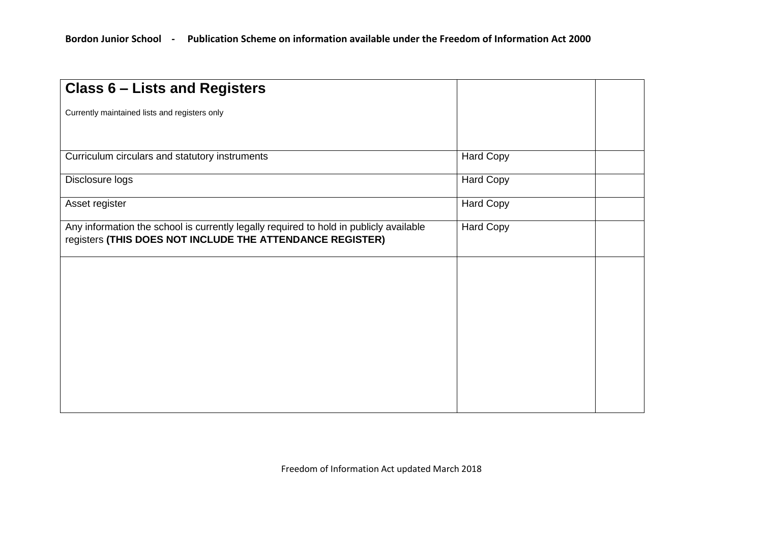| **Class 6 – Lists and Registers**<br><br>Currently maintained lists and registers only | | |
|---|---|---|
| Curriculum circulars and statutory instruments | Hard Copy | |
| Disclosure logs | Hard Copy | |
| Asset register | Hard Copy | |
| Any information the school is currently legally required to hold in publicly available registers **(THIS DOES NOT INCLUDE THE ATTENDANCE REGISTER)** | Hard Copy | |
| | | |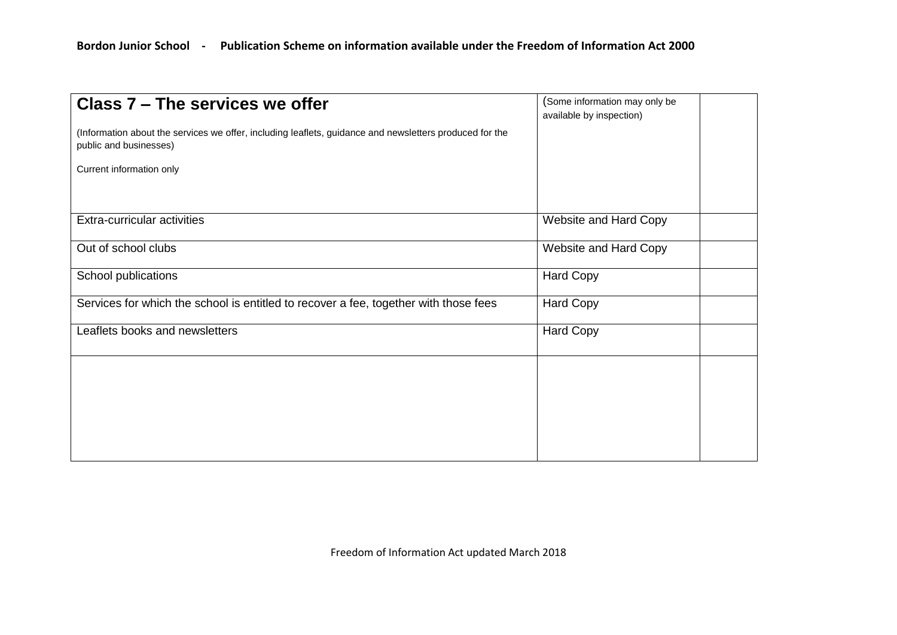| **Class 7 – The services we offer**<br><br>(Information about the services we offer, including leaflets, guidance and newsletters produced for the public and businesses)<br><br>Current information only | (Some information may only be available by inspection) | |
|---|---|---|
| Extra-curricular activities | Website and Hard Copy | |
| Out of school clubs | Website and Hard Copy | |
| School publications | Hard Copy | |
| Services for which the school is entitled to recover a fee, together with those fees | Hard Copy | |
| Leaflets books and newsletters | Hard Copy | |
| | | |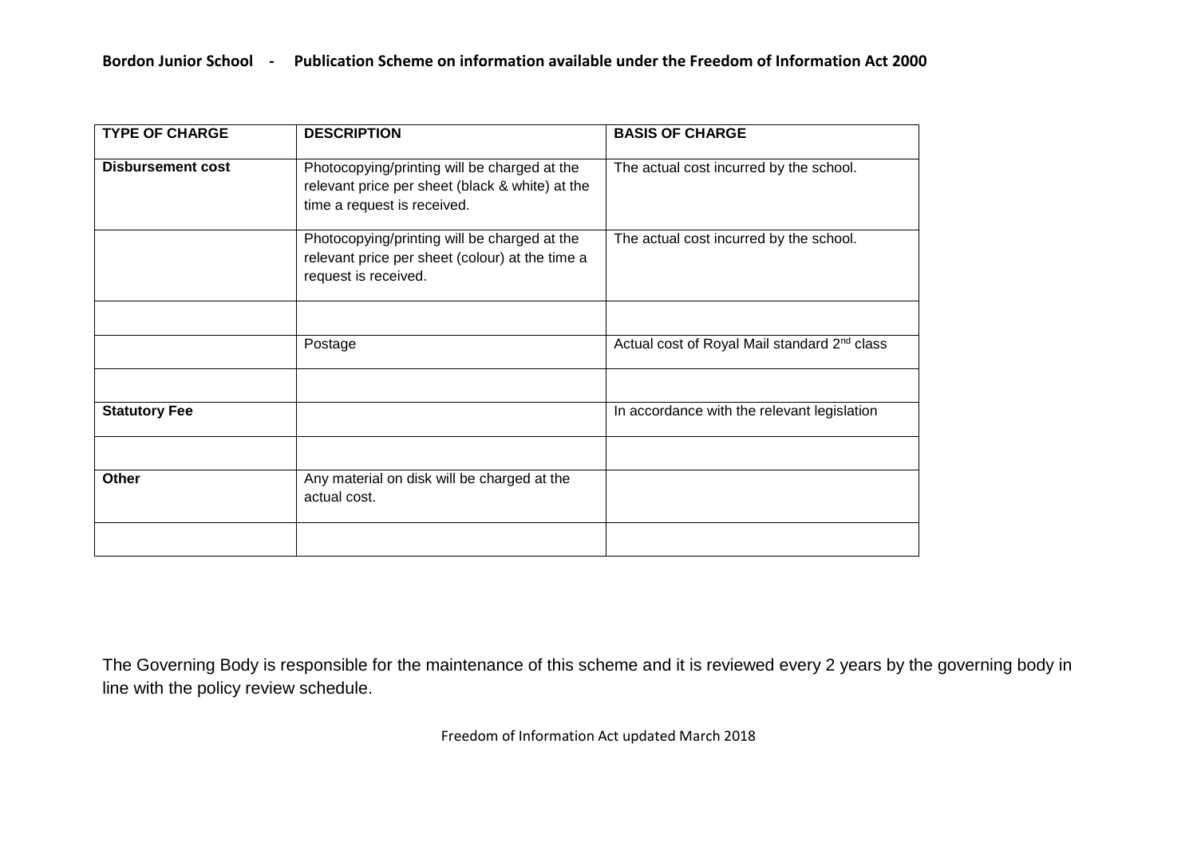| TYPE OF CHARGE | DESCRIPTION | BASIS OF CHARGE |
|---|---|---|
| **Disbursement cost** | Photocopying/printing will be charged at the relevant price per sheet (black & white) at the time a request is received. | The actual cost incurred by the school. |
| | Photocopying/printing will be charged at the relevant price per sheet (colour) at the time a request is received. | The actual cost incurred by the school. |
| | | |
| | Postage | Actual cost of Royal Mail standard 2nd class |
| | | |
| **Statutory Fee** | | In accordance with the relevant legislation |
| | | |
| **Other** | Any material on disk will be charged at the actual cost. | |
| | | |

The Governing Body is responsible for the maintenance of this scheme and it is reviewed every 2 years by the governing body in line with the policy review schedule.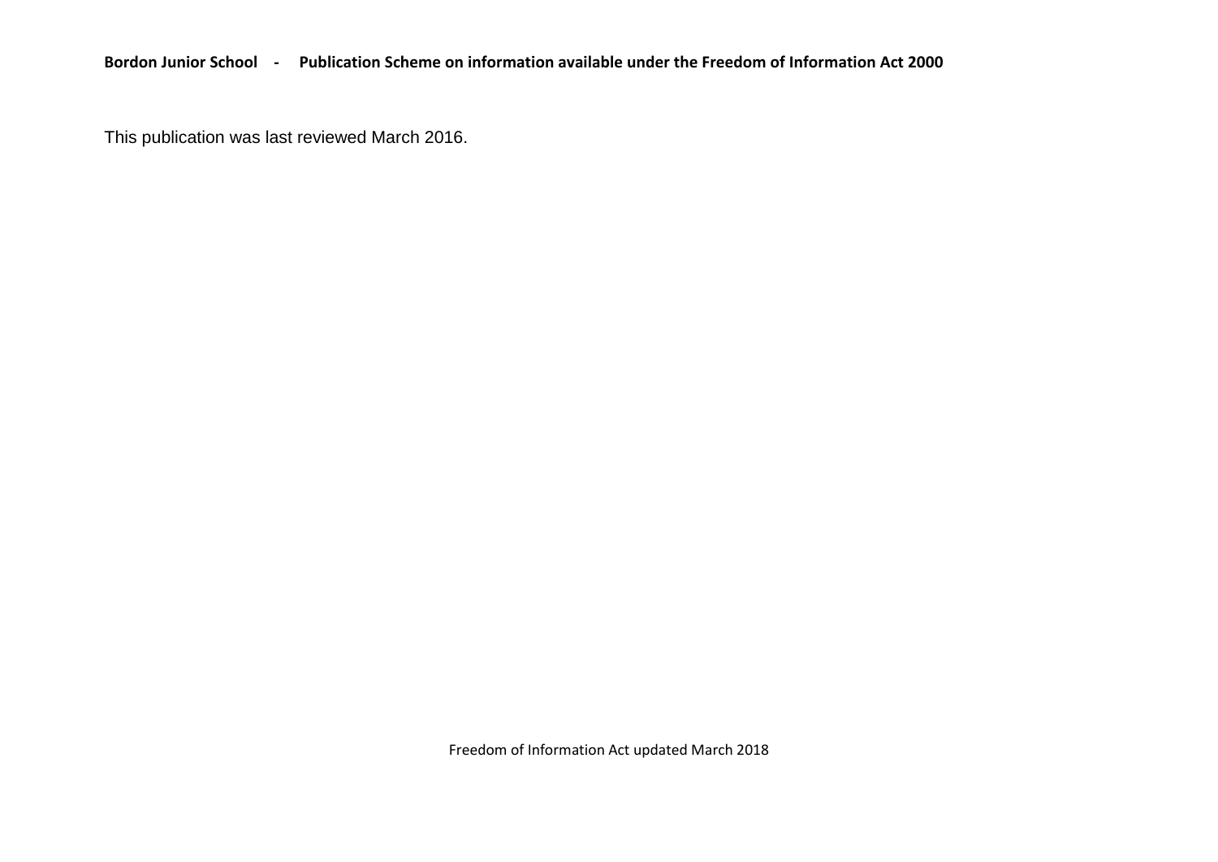This publication was last reviewed March 2016.